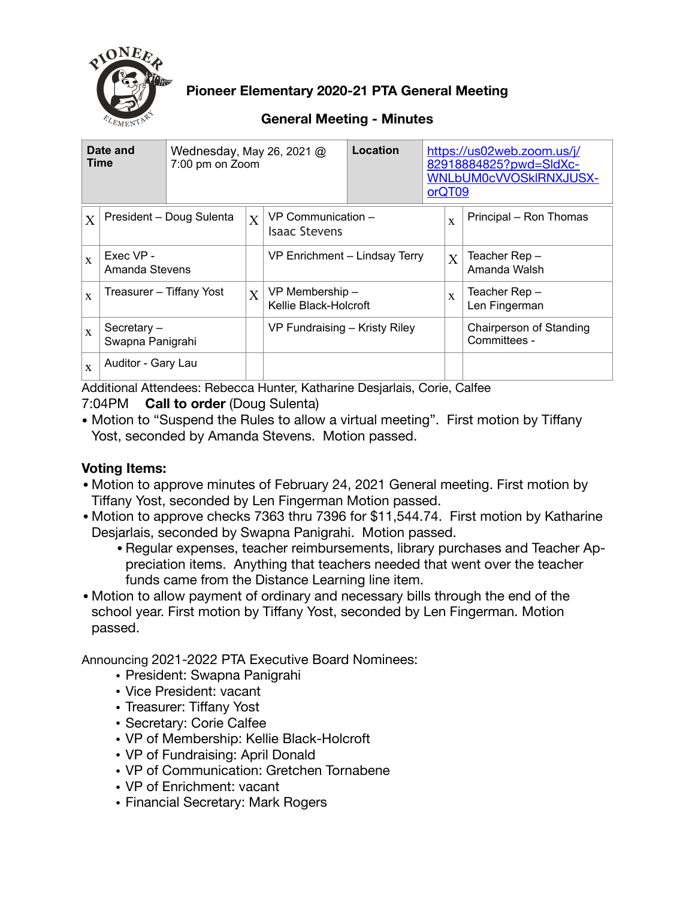# Pioneer Elementary 2020-21 PTA General Meeting

## General Meeting - Minutes

| Date and Time | Wednesday, May 26, 2021 @ 7:00 pm on Zoom | Location | https://us02web.zoom.us/j/82918884825?pwd=SldXc-WNLbUM0cVVOSklRNXJUSX-orQT09 |
|---|---|---|---|

| | | | | | |
|---|---|---|---|---|---|
| X | President – Doug Sulenta | X | VP Communication – Isaac Stevens | x | Principal – Ron Thomas |
| x | Exec VP - Amanda Stevens | | VP Enrichment – Lindsay Terry | X | Teacher Rep – Amanda Walsh |
| x | Treasurer – Tiffany Yost | X | VP Membership – Kellie Black-Holcroft | x | Teacher Rep – Len Fingerman |
| x | Secretary – Swapna Panigrahi | | VP Fundraising – Kristy Riley | | Chairperson of Standing Committees - |
| x | Auditor - Gary Lau | | | | |

Additional Attendees: Rebecca Hunter, Katharine Desjarlais, Corie, Calfee

7:04PM **Call to order** (Doug Sulenta)

- Motion to "Suspend the Rules to allow a virtual meeting". First motion by Tiffany Yost, seconded by Amanda Stevens. Motion passed.

**Voting Items:**

- Motion to approve minutes of February 24, 2021 General meeting. First motion by Tiffany Yost, seconded by Len Fingerman Motion passed.
- Motion to approve checks 7363 thru 7396 for $11,544.74. First motion by Katharine Desjarlais, seconded by Swapna Panigrahi. Motion passed.
  - Regular expenses, teacher reimbursements, library purchases and Teacher Appreciation items. Anything that teachers needed that went over the teacher funds came from the Distance Learning line item.
- Motion to allow payment of ordinary and necessary bills through the end of the school year. First motion by Tiffany Yost, seconded by Len Fingerman. Motion passed.

Announcing 2021-2022 PTA Executive Board Nominees:

- President: Swapna Panigrahi
- Vice President: vacant
- Treasurer: Tiffany Yost
- Secretary: Corie Calfee
- VP of Membership: Kellie Black-Holcroft
- VP of Fundraising: April Donald
- VP of Communication: Gretchen Tornabene
- VP of Enrichment: vacant
- Financial Secretary: Mark Rogers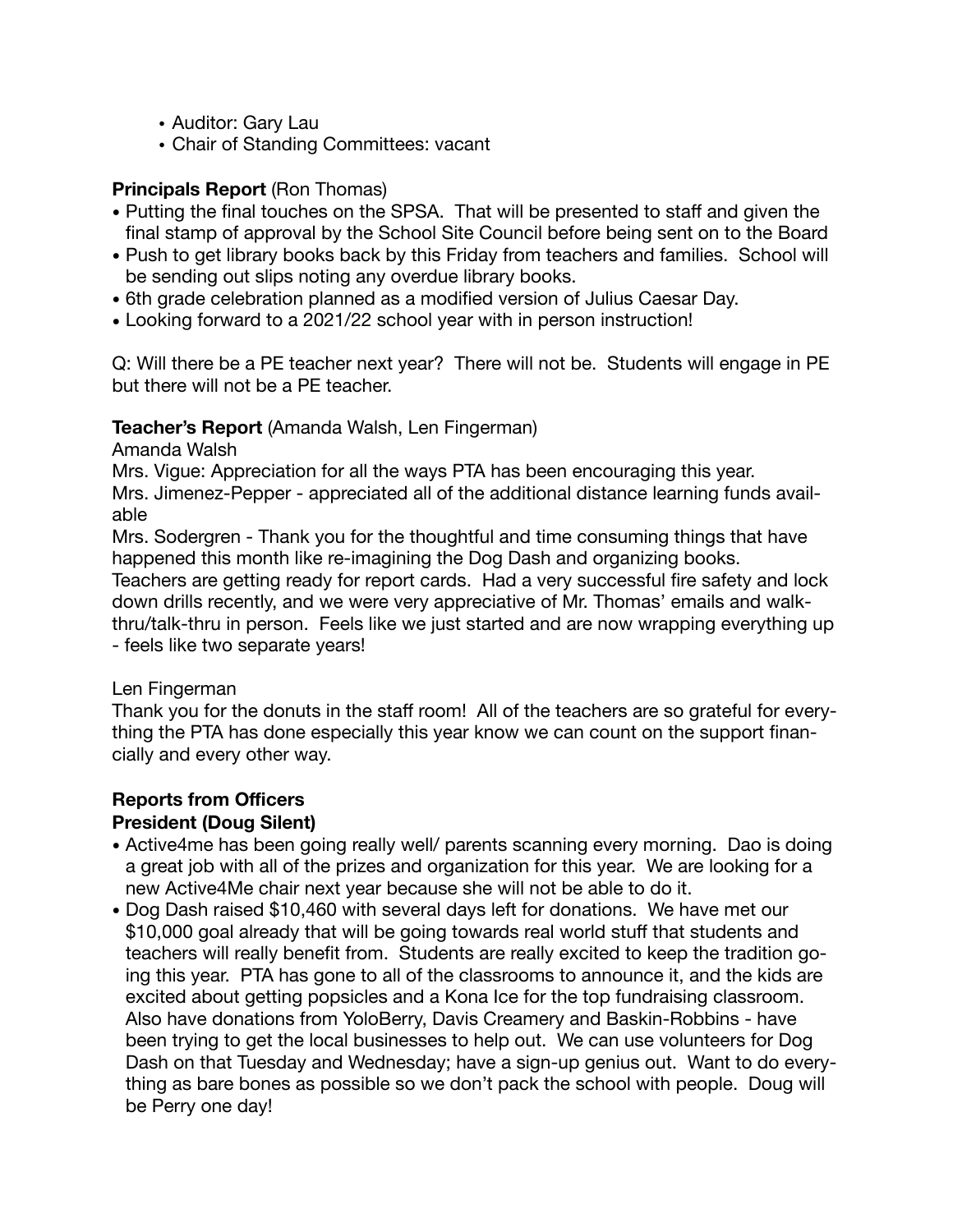- Auditor: Gary Lau
- Chair of Standing Committees: vacant

**Principals Report** (Ron Thomas)

- Putting the final touches on the SPSA. That will be presented to staff and given the final stamp of approval by the School Site Council before being sent on to the Board
- Push to get library books back by this Friday from teachers and families. School will be sending out slips noting any overdue library books.
- 6th grade celebration planned as a modified version of Julius Caesar Day.
- Looking forward to a 2021/22 school year with in person instruction!

Q: Will there be a PE teacher next year? There will not be. Students will engage in PE but there will not be a PE teacher.

**Teacher's Report** (Amanda Walsh, Len Fingerman)

Amanda Walsh

Mrs. Vigue: Appreciation for all the ways PTA has been encouraging this year.
Mrs. Jimenez-Pepper - appreciated all of the additional distance learning funds available
Mrs. Sodergren - Thank you for the thoughtful and time consuming things that have happened this month like re-imagining the Dog Dash and organizing books.
Teachers are getting ready for report cards. Had a very successful fire safety and lock down drills recently, and we were very appreciative of Mr. Thomas' emails and walk-thru/talk-thru in person. Feels like we just started and are now wrapping everything up - feels like two separate years!

Len Fingerman

Thank you for the donuts in the staff room! All of the teachers are so grateful for everything the PTA has done especially this year know we can count on the support financially and every other way.

**Reports from Officers**

**President (Doug Silent)**

- Active4me has been going really well/ parents scanning every morning. Dao is doing a great job with all of the prizes and organization for this year. We are looking for a new Active4Me chair next year because she will not be able to do it.
- Dog Dash raised $10,460 with several days left for donations. We have met our $10,000 goal already that will be going towards real world stuff that students and teachers will really benefit from. Students are really excited to keep the tradition going this year. PTA has gone to all of the classrooms to announce it, and the kids are excited about getting popsicles and a Kona Ice for the top fundraising classroom. Also have donations from YoloBerry, Davis Creamery and Baskin-Robbins - have been trying to get the local businesses to help out. We can use volunteers for Dog Dash on that Tuesday and Wednesday; have a sign-up genius out. Want to do everything as bare bones as possible so we don't pack the school with people. Doug will be Perry one day!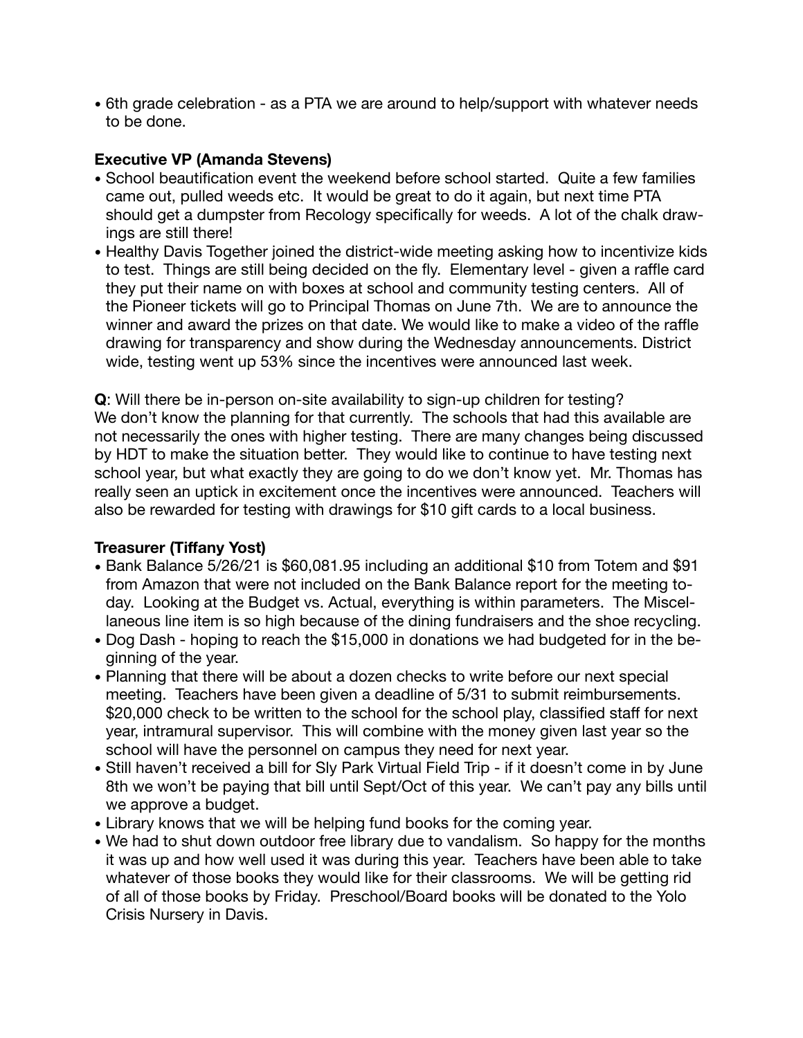- 6th grade celebration - as a PTA we are around to help/support with whatever needs to be done.

**Executive VP (Amanda Stevens)**
- School beautification event the weekend before school started. Quite a few families came out, pulled weeds etc. It would be great to do it again, but next time PTA should get a dumpster from Recology specifically for weeds. A lot of the chalk drawings are still there!
- Healthy Davis Together joined the district-wide meeting asking how to incentivize kids to test. Things are still being decided on the fly. Elementary level - given a raffle card they put their name on with boxes at school and community testing centers. All of the Pioneer tickets will go to Principal Thomas on June 7th. We are to announce the winner and award the prizes on that date. We would like to make a video of the raffle drawing for transparency and show during the Wednesday announcements. District wide, testing went up 53% since the incentives were announced last week.

**Q**: Will there be in-person on-site availability to sign-up children for testing?
We don't know the planning for that currently. The schools that had this available are not necessarily the ones with higher testing. There are many changes being discussed by HDT to make the situation better. They would like to continue to have testing next school year, but what exactly they are going to do we don't know yet. Mr. Thomas has really seen an uptick in excitement once the incentives were announced. Teachers will also be rewarded for testing with drawings for $10 gift cards to a local business.

**Treasurer (Tiffany Yost)**
- Bank Balance 5/26/21 is $60,081.95 including an additional $10 from Totem and $91 from Amazon that were not included on the Bank Balance report for the meeting today. Looking at the Budget vs. Actual, everything is within parameters. The Miscellaneous line item is so high because of the dining fundraisers and the shoe recycling.
- Dog Dash - hoping to reach the $15,000 in donations we had budgeted for in the beginning of the year.
- Planning that there will be about a dozen checks to write before our next special meeting. Teachers have been given a deadline of 5/31 to submit reimbursements. $20,000 check to be written to the school for the school play, classified staff for next year, intramural supervisor. This will combine with the money given last year so the school will have the personnel on campus they need for next year.
- Still haven't received a bill for Sly Park Virtual Field Trip - if it doesn't come in by June 8th we won't be paying that bill until Sept/Oct of this year. We can't pay any bills until we approve a budget.
- Library knows that we will be helping fund books for the coming year.
- We had to shut down outdoor free library due to vandalism. So happy for the months it was up and how well used it was during this year. Teachers have been able to take whatever of those books they would like for their classrooms. We will be getting rid of all of those books by Friday. Preschool/Board books will be donated to the Yolo Crisis Nursery in Davis.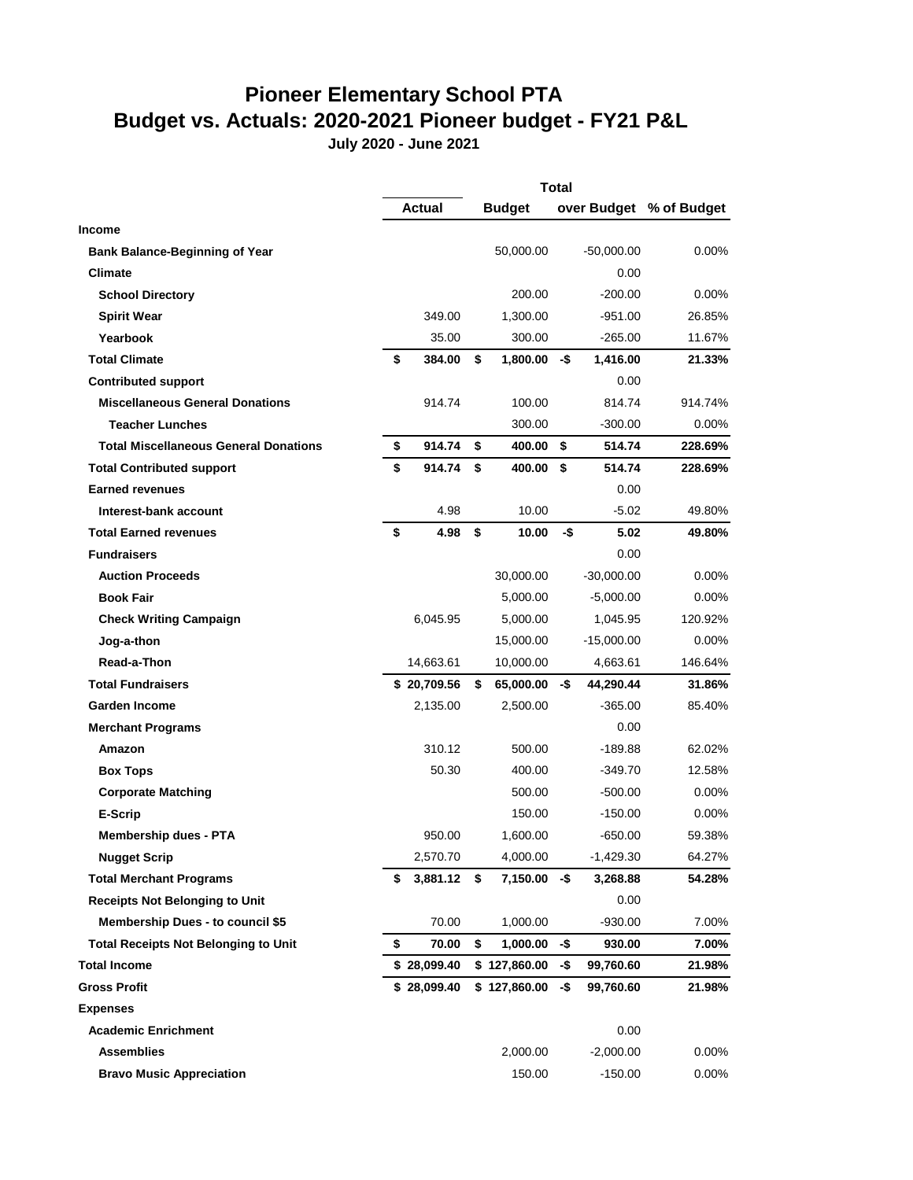# Pioneer Elementary School PTA

## Budget vs. Actuals: 2020-2021 Pioneer budget - FY21 P&L

**July 2020 - June 2021**

| | Total | | | |
|---|---|---|---|---|
| | **Actual** | **Budget** | **over Budget** | **% of Budget** |
| **Income** | | | | |
| **Bank Balance-Beginning of Year** | | 50,000.00 | -50,000.00 | 0.00% |
| **Climate** | | | 0.00 | |
| **School Directory** | | 200.00 | -200.00 | 0.00% |
| **Spirit Wear** | 349.00 | 1,300.00 | -951.00 | 26.85% |
| **Yearbook** | 35.00 | 300.00 | -265.00 | 11.67% |
| **Total Climate** | **$ 384.00** | **$ 1,800.00** | **-$ 1,416.00** | **21.33%** |
| **Contributed support** | | | 0.00 | |
| **Miscellaneous General Donations** | 914.74 | 100.00 | 814.74 | 914.74% |
| **Teacher Lunches** | | 300.00 | -300.00 | 0.00% |
| **Total Miscellaneous General Donations** | **$ 914.74** | **$ 400.00** | **$ 514.74** | **228.69%** |
| **Total Contributed support** | **$ 914.74** | **$ 400.00** | **$ 514.74** | **228.69%** |
| **Earned revenues** | | | 0.00 | |
| **Interest-bank account** | 4.98 | 10.00 | -5.02 | 49.80% |
| **Total Earned revenues** | **$ 4.98** | **$ 10.00** | **-$ 5.02** | **49.80%** |
| **Fundraisers** | | | 0.00 | |
| **Auction Proceeds** | | 30,000.00 | -30,000.00 | 0.00% |
| **Book Fair** | | 5,000.00 | -5,000.00 | 0.00% |
| **Check Writing Campaign** | 6,045.95 | 5,000.00 | 1,045.95 | 120.92% |
| **Jog-a-thon** | | 15,000.00 | -15,000.00 | 0.00% |
| **Read-a-Thon** | 14,663.61 | 10,000.00 | 4,663.61 | 146.64% |
| **Total Fundraisers** | **$ 20,709.56** | **$ 65,000.00** | **-$ 44,290.44** | **31.86%** |
| **Garden Income** | 2,135.00 | 2,500.00 | -365.00 | 85.40% |
| **Merchant Programs** | | | 0.00 | |
| **Amazon** | 310.12 | 500.00 | -189.88 | 62.02% |
| **Box Tops** | 50.30 | 400.00 | -349.70 | 12.58% |
| **Corporate Matching** | | 500.00 | -500.00 | 0.00% |
| **E-Scrip** | | 150.00 | -150.00 | 0.00% |
| **Membership dues - PTA** | 950.00 | 1,600.00 | -650.00 | 59.38% |
| **Nugget Scrip** | 2,570.70 | 4,000.00 | -1,429.30 | 64.27% |
| **Total Merchant Programs** | **$ 3,881.12** | **$ 7,150.00** | **-$ 3,268.88** | **54.28%** |
| **Receipts Not Belonging to Unit** | | | 0.00 | |
| **Membership Dues - to council $5** | 70.00 | 1,000.00 | -930.00 | 7.00% |
| **Total Receipts Not Belonging to Unit** | **$ 70.00** | **$ 1,000.00** | **-$ 930.00** | **7.00%** |
| **Total Income** | **$ 28,099.40** | **$ 127,860.00** | **-$ 99,760.60** | **21.98%** |
| **Gross Profit** | **$ 28,099.40** | **$ 127,860.00** | **-$ 99,760.60** | **21.98%** |
| **Expenses** | | | | |
| **Academic Enrichment** | | | 0.00 | |
| **Assemblies** | | 2,000.00 | -2,000.00 | 0.00% |
| **Bravo Music Appreciation** | | 150.00 | -150.00 | 0.00% |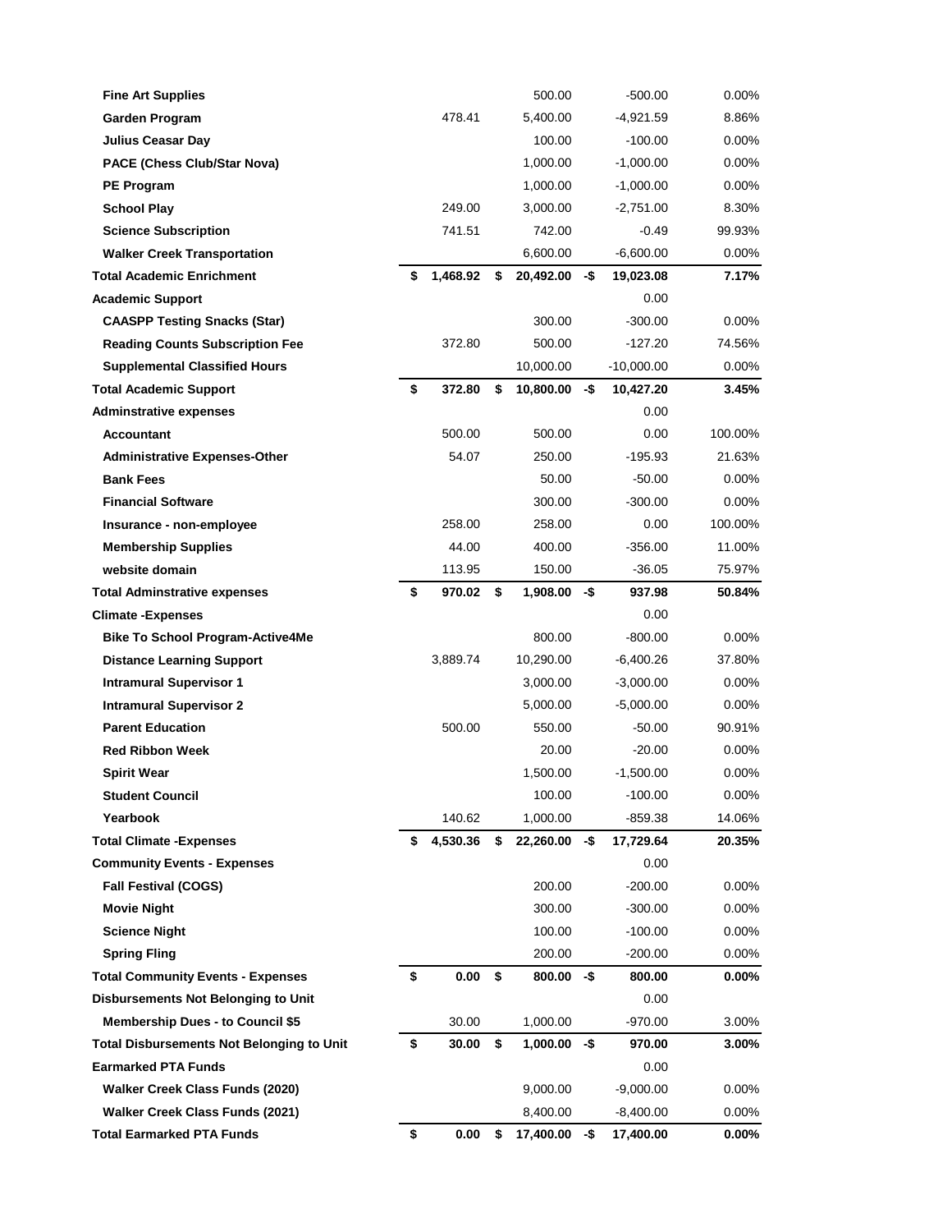| | | | | |
|---|---|---|---|---|
| **Fine Art Supplies** | | 500.00 | -500.00 | 0.00% |
| **Garden Program** | 478.41 | 5,400.00 | -4,921.59 | 8.86% |
| **Julius Ceasar Day** | | 100.00 | -100.00 | 0.00% |
| **PACE (Chess Club/Star Nova)** | | 1,000.00 | -1,000.00 | 0.00% |
| **PE Program** | | 1,000.00 | -1,000.00 | 0.00% |
| **School Play** | 249.00 | 3,000.00 | -2,751.00 | 8.30% |
| **Science Subscription** | 741.51 | 742.00 | -0.49 | 99.93% |
| **Walker Creek Transportation** | | 6,600.00 | -6,600.00 | 0.00% |
| **Total Academic Enrichment** | **$ 1,468.92** | **$ 20,492.00** | **-$ 19,023.08** | **7.17%** |
| **Academic Support** | | | 0.00 | |
| **CAASPP Testing Snacks (Star)** | | 300.00 | -300.00 | 0.00% |
| **Reading Counts Subscription Fee** | 372.80 | 500.00 | -127.20 | 74.56% |
| **Supplemental Classified Hours** | | 10,000.00 | -10,000.00 | 0.00% |
| **Total Academic Support** | **$ 372.80** | **$ 10,800.00** | **-$ 10,427.20** | **3.45%** |
| **Adminstrative expenses** | | | 0.00 | |
| **Accountant** | 500.00 | 500.00 | 0.00 | 100.00% |
| **Administrative Expenses-Other** | 54.07 | 250.00 | -195.93 | 21.63% |
| **Bank Fees** | | 50.00 | -50.00 | 0.00% |
| **Financial Software** | | 300.00 | -300.00 | 0.00% |
| **Insurance - non-employee** | 258.00 | 258.00 | 0.00 | 100.00% |
| **Membership Supplies** | 44.00 | 400.00 | -356.00 | 11.00% |
| **website domain** | 113.95 | 150.00 | -36.05 | 75.97% |
| **Total Adminstrative expenses** | **$ 970.02** | **$ 1,908.00** | **-$ 937.98** | **50.84%** |
| **Climate -Expenses** | | | 0.00 | |
| **Bike To School Program-Active4Me** | | 800.00 | -800.00 | 0.00% |
| **Distance Learning Support** | 3,889.74 | 10,290.00 | -6,400.26 | 37.80% |
| **Intramural Supervisor 1** | | 3,000.00 | -3,000.00 | 0.00% |
| **Intramural Supervisor 2** | | 5,000.00 | -5,000.00 | 0.00% |
| **Parent Education** | 500.00 | 550.00 | -50.00 | 90.91% |
| **Red Ribbon Week** | | 20.00 | -20.00 | 0.00% |
| **Spirit Wear** | | 1,500.00 | -1,500.00 | 0.00% |
| **Student Council** | | 100.00 | -100.00 | 0.00% |
| **Yearbook** | 140.62 | 1,000.00 | -859.38 | 14.06% |
| **Total Climate -Expenses** | **$ 4,530.36** | **$ 22,260.00** | **-$ 17,729.64** | **20.35%** |
| **Community Events - Expenses** | | | 0.00 | |
| **Fall Festival (COGS)** | | 200.00 | -200.00 | 0.00% |
| **Movie Night** | | 300.00 | -300.00 | 0.00% |
| **Science Night** | | 100.00 | -100.00 | 0.00% |
| **Spring Fling** | | 200.00 | -200.00 | 0.00% |
| **Total Community Events - Expenses** | **$ 0.00** | **$ 800.00** | **-$ 800.00** | **0.00%** |
| **Disbursements Not Belonging to Unit** | | | 0.00 | |
| **Membership Dues - to Council $5** | 30.00 | 1,000.00 | -970.00 | 3.00% |
| **Total Disbursements Not Belonging to Unit** | **$ 30.00** | **$ 1,000.00** | **-$ 970.00** | **3.00%** |
| **Earmarked PTA Funds** | | | 0.00 | |
| **Walker Creek Class Funds (2020)** | | 9,000.00 | -9,000.00 | 0.00% |
| **Walker Creek Class Funds (2021)** | | 8,400.00 | -8,400.00 | 0.00% |
| **Total Earmarked PTA Funds** | **$ 0.00** | **$ 17,400.00** | **-$ 17,400.00** | **0.00%** |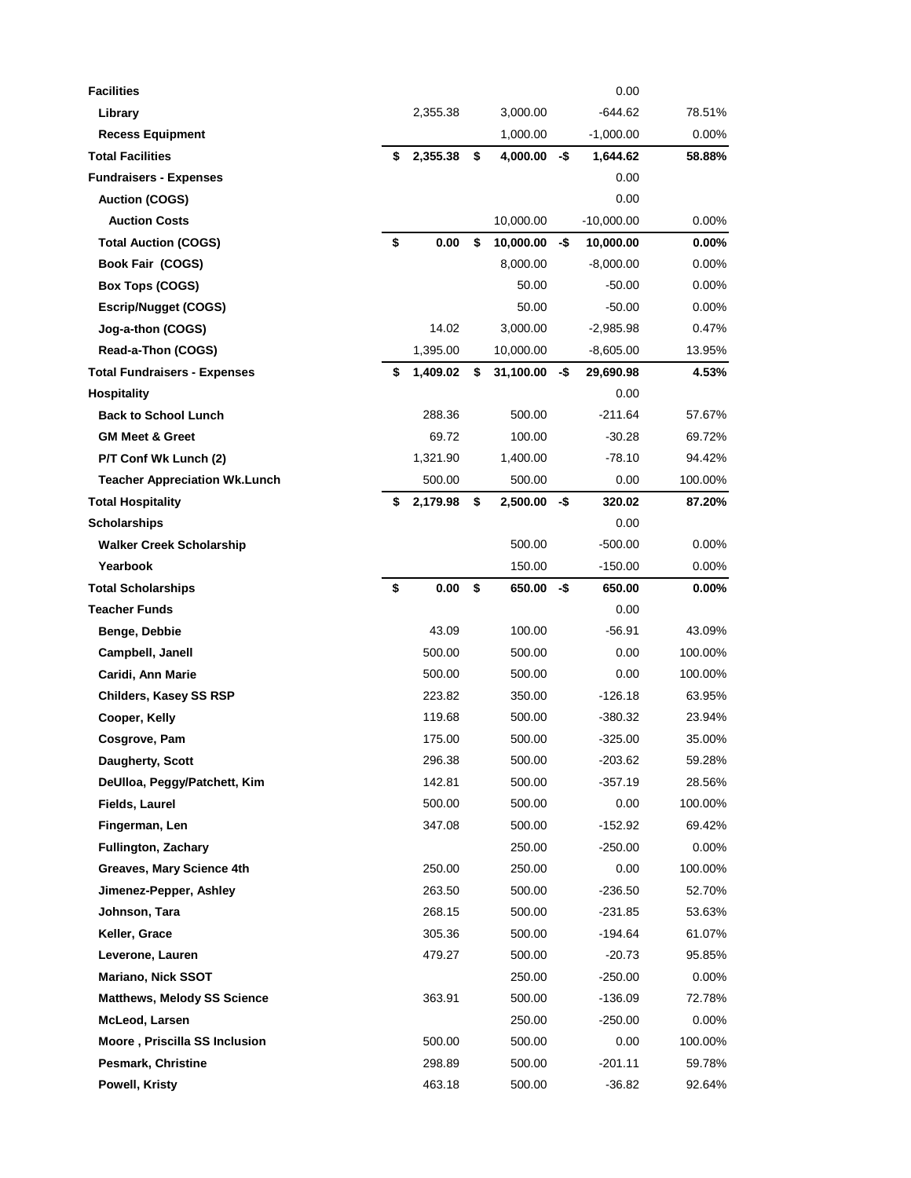| | | | | |
|---|---|---|---|---|
| **Facilities** | | | 0.00 | |
| **Library** | 2,355.38 | 3,000.00 | -644.62 | 78.51% |
| **Recess Equipment** | | 1,000.00 | -1,000.00 | 0.00% |
| **Total Facilities** | **$ 2,355.38** | **$ 4,000.00** | **-$ 1,644.62** | **58.88%** |
| **Fundraisers - Expenses** | | | 0.00 | |
| **Auction (COGS)** | | | 0.00 | |
| **Auction Costs** | | 10,000.00 | -10,000.00 | 0.00% |
| **Total Auction (COGS)** | **$ 0.00** | **$ 10,000.00** | **-$ 10,000.00** | **0.00%** |
| **Book Fair (COGS)** | | 8,000.00 | -8,000.00 | 0.00% |
| **Box Tops (COGS)** | | 50.00 | -50.00 | 0.00% |
| **Escrip/Nugget (COGS)** | | 50.00 | -50.00 | 0.00% |
| **Jog-a-thon (COGS)** | 14.02 | 3,000.00 | -2,985.98 | 0.47% |
| **Read-a-Thon (COGS)** | 1,395.00 | 10,000.00 | -8,605.00 | 13.95% |
| **Total Fundraisers - Expenses** | **$ 1,409.02** | **$ 31,100.00** | **-$ 29,690.98** | **4.53%** |
| **Hospitality** | | | 0.00 | |
| **Back to School Lunch** | 288.36 | 500.00 | -211.64 | 57.67% |
| **GM Meet & Greet** | 69.72 | 100.00 | -30.28 | 69.72% |
| **P/T Conf Wk Lunch (2)** | 1,321.90 | 1,400.00 | -78.10 | 94.42% |
| **Teacher Appreciation Wk.Lunch** | 500.00 | 500.00 | 0.00 | 100.00% |
| **Total Hospitality** | **$ 2,179.98** | **$ 2,500.00** | **-$ 320.02** | **87.20%** |
| **Scholarships** | | | 0.00 | |
| **Walker Creek Scholarship** | | 500.00 | -500.00 | 0.00% |
| **Yearbook** | | 150.00 | -150.00 | 0.00% |
| **Total Scholarships** | **$ 0.00** | **$ 650.00** | **-$ 650.00** | **0.00%** |
| **Teacher Funds** | | | 0.00 | |
| **Benge, Debbie** | 43.09 | 100.00 | -56.91 | 43.09% |
| **Campbell, Janell** | 500.00 | 500.00 | 0.00 | 100.00% |
| **Caridi, Ann Marie** | 500.00 | 500.00 | 0.00 | 100.00% |
| **Childers, Kasey SS RSP** | 223.82 | 350.00 | -126.18 | 63.95% |
| **Cooper, Kelly** | 119.68 | 500.00 | -380.32 | 23.94% |
| **Cosgrove, Pam** | 175.00 | 500.00 | -325.00 | 35.00% |
| **Daugherty, Scott** | 296.38 | 500.00 | -203.62 | 59.28% |
| **DeUlloa, Peggy/Patchett, Kim** | 142.81 | 500.00 | -357.19 | 28.56% |
| **Fields, Laurel** | 500.00 | 500.00 | 0.00 | 100.00% |
| **Fingerman, Len** | 347.08 | 500.00 | -152.92 | 69.42% |
| **Fullington, Zachary** | | 250.00 | -250.00 | 0.00% |
| **Greaves, Mary Science 4th** | 250.00 | 250.00 | 0.00 | 100.00% |
| **Jimenez-Pepper, Ashley** | 263.50 | 500.00 | -236.50 | 52.70% |
| **Johnson, Tara** | 268.15 | 500.00 | -231.85 | 53.63% |
| **Keller, Grace** | 305.36 | 500.00 | -194.64 | 61.07% |
| **Leverone, Lauren** | 479.27 | 500.00 | -20.73 | 95.85% |
| **Mariano, Nick SSOT** | | 250.00 | -250.00 | 0.00% |
| **Matthews, Melody SS Science** | 363.91 | 500.00 | -136.09 | 72.78% |
| **McLeod, Larsen** | | 250.00 | -250.00 | 0.00% |
| **Moore , Priscilla SS Inclusion** | 500.00 | 500.00 | 0.00 | 100.00% |
| **Pesmark, Christine** | 298.89 | 500.00 | -201.11 | 59.78% |
| **Powell, Kristy** | 463.18 | 500.00 | -36.82 | 92.64% |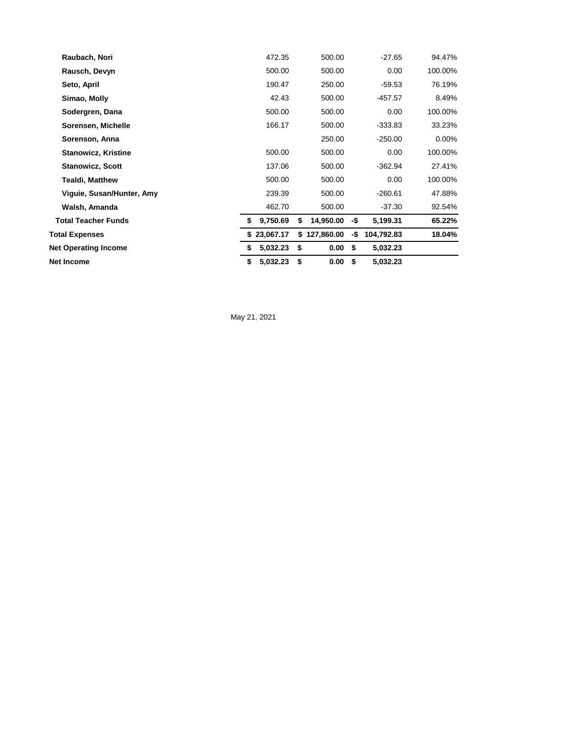| | | | | |
|---|---|---|---|---|
| **Raubach, Nori** | 472.35 | 500.00 | -27.65 | 94.47% |
| **Rausch, Devyn** | 500.00 | 500.00 | 0.00 | 100.00% |
| **Seto, April** | 190.47 | 250.00 | -59.53 | 76.19% |
| **Simao, Molly** | 42.43 | 500.00 | -457.57 | 8.49% |
| **Sodergren, Dana** | 500.00 | 500.00 | 0.00 | 100.00% |
| **Sorensen, Michelle** | 166.17 | 500.00 | -333.83 | 33.23% |
| **Sorenson, Anna** | | 250.00 | -250.00 | 0.00% |
| **Stanowicz, Kristine** | 500.00 | 500.00 | 0.00 | 100.00% |
| **Stanowicz, Scott** | 137.06 | 500.00 | -362.94 | 27.41% |
| **Tealdi, Matthew** | 500.00 | 500.00 | 0.00 | 100.00% |
| **Viguie, Susan/Hunter, Amy** | 239.39 | 500.00 | -260.61 | 47.88% |
| **Walsh, Amanda** | 462.70 | 500.00 | -37.30 | 92.54% |
| **Total Teacher Funds** | **$ 9,750.69** | **$ 14,950.00** | **-$ 5,199.31** | **65.22%** |
| **Total Expenses** | **$ 23,067.17** | **$ 127,860.00** | **-$ 104,792.83** | **18.04%** |
| **Net Operating Income** | **$ 5,032.23** | **$ 0.00** | **$ 5,032.23** | |
| **Net Income** | **$ 5,032.23** | **$ 0.00** | **$ 5,032.23** | |

May 21, 2021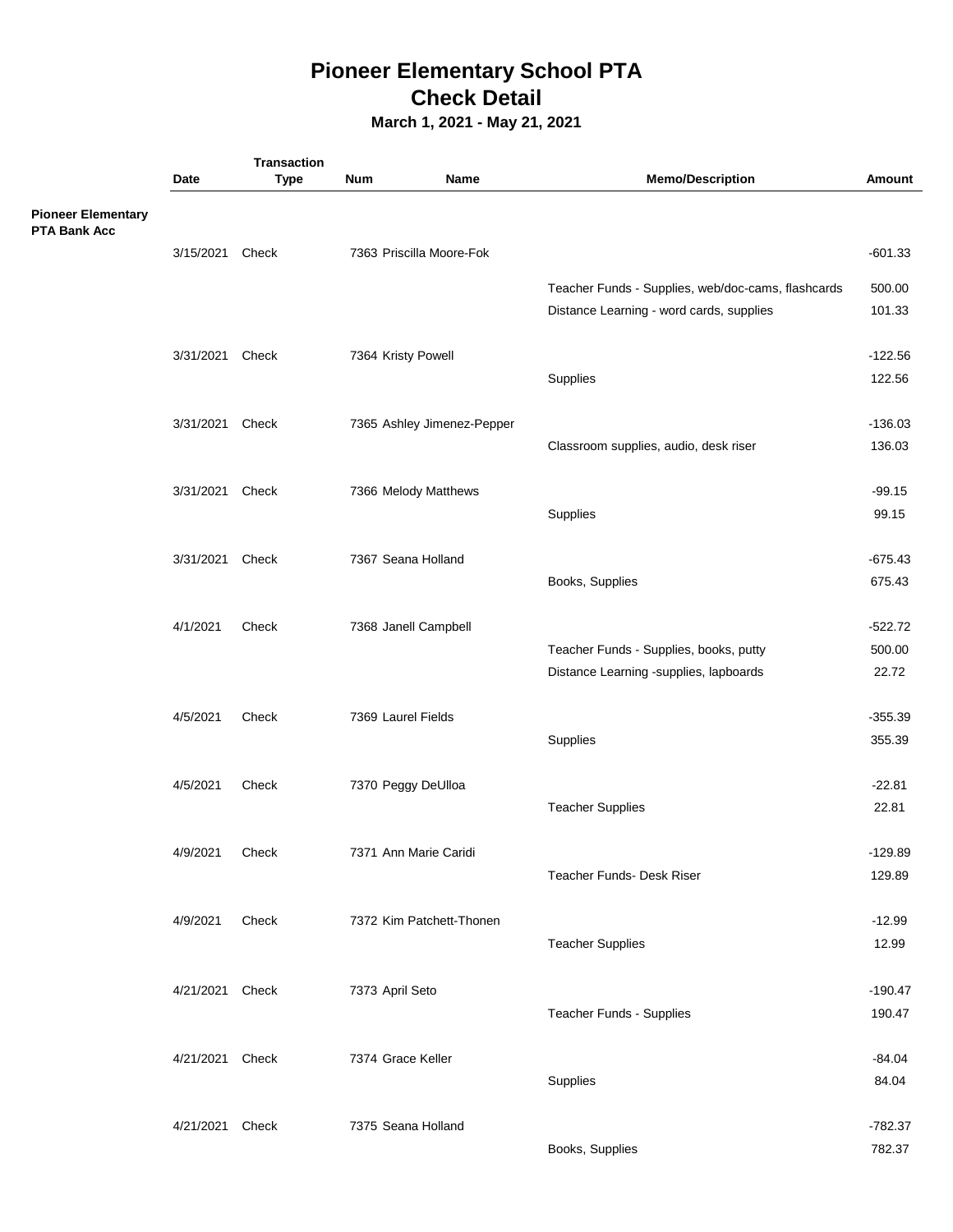# Pioneer Elementary School PTA
# Check Detail
### March 1, 2021 - May 21, 2021

| | Date | Transaction Type | Num | Name | Memo/Description | Amount |
|---|---|---|---|---|---|---|
| **Pioneer Elementary PTA Bank Acc** | | | | | | |
| | 3/15/2021 | Check | 7363 | Priscilla Moore-Fok | | -601.33 |
| | | | | | Teacher Funds - Supplies, web/doc-cams, flashcards | 500.00 |
| | | | | | Distance Learning - word cards, supplies | 101.33 |
| | 3/31/2021 | Check | 7364 | Kristy Powell | | -122.56 |
| | | | | | Supplies | 122.56 |
| | 3/31/2021 | Check | 7365 | Ashley Jimenez-Pepper | | -136.03 |
| | | | | | Classroom supplies, audio, desk riser | 136.03 |
| | 3/31/2021 | Check | 7366 | Melody Matthews | | -99.15 |
| | | | | | Supplies | 99.15 |
| | 3/31/2021 | Check | 7367 | Seana Holland | | -675.43 |
| | | | | | Books, Supplies | 675.43 |
| | 4/1/2021 | Check | 7368 | Janell Campbell | | -522.72 |
| | | | | | Teacher Funds - Supplies, books, putty | 500.00 |
| | | | | | Distance Learning -supplies, lapboards | 22.72 |
| | 4/5/2021 | Check | 7369 | Laurel Fields | | -355.39 |
| | | | | | Supplies | 355.39 |
| | 4/5/2021 | Check | 7370 | Peggy DeUlloa | | -22.81 |
| | | | | | Teacher Supplies | 22.81 |
| | 4/9/2021 | Check | 7371 | Ann Marie Caridi | | -129.89 |
| | | | | | Teacher Funds- Desk Riser | 129.89 |
| | 4/9/2021 | Check | 7372 | Kim Patchett-Thonen | | -12.99 |
| | | | | | Teacher Supplies | 12.99 |
| | 4/21/2021 | Check | 7373 | April Seto | | -190.47 |
| | | | | | Teacher Funds - Supplies | 190.47 |
| | 4/21/2021 | Check | 7374 | Grace Keller | | -84.04 |
| | | | | | Supplies | 84.04 |
| | 4/21/2021 | Check | 7375 | Seana Holland | | -782.37 |
| | | | | | Books, Supplies | 782.37 |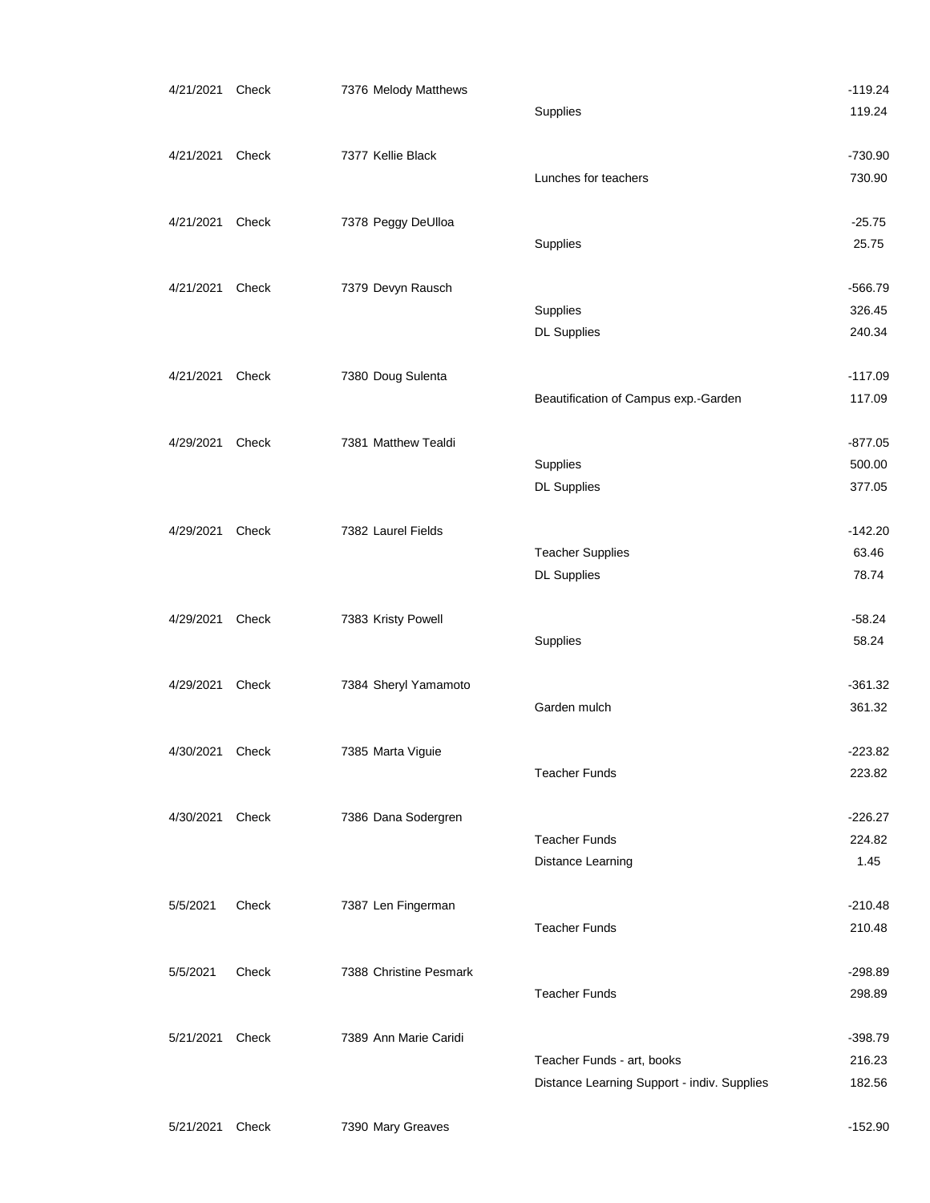| Date | Type | Num | Name | Memo | Amount |
|---|---|---|---|---|---|
| 4/21/2021 | Check | 7376 | Melody Matthews | | -119.24 |
| | | | | Supplies | 119.24 |
| 4/21/2021 | Check | 7377 | Kellie Black | | -730.90 |
| | | | | Lunches for teachers | 730.90 |
| 4/21/2021 | Check | 7378 | Peggy DeUlloa | | -25.75 |
| | | | | Supplies | 25.75 |
| 4/21/2021 | Check | 7379 | Devyn Rausch | | -566.79 |
| | | | | Supplies | 326.45 |
| | | | | DL Supplies | 240.34 |
| 4/21/2021 | Check | 7380 | Doug Sulenta | | -117.09 |
| | | | | Beautification of Campus exp.-Garden | 117.09 |
| 4/29/2021 | Check | 7381 | Matthew Tealdi | | -877.05 |
| | | | | Supplies | 500.00 |
| | | | | DL Supplies | 377.05 |
| 4/29/2021 | Check | 7382 | Laurel Fields | | -142.20 |
| | | | | Teacher Supplies | 63.46 |
| | | | | DL Supplies | 78.74 |
| 4/29/2021 | Check | 7383 | Kristy Powell | | -58.24 |
| | | | | Supplies | 58.24 |
| 4/29/2021 | Check | 7384 | Sheryl Yamamoto | | -361.32 |
| | | | | Garden mulch | 361.32 |
| 4/30/2021 | Check | 7385 | Marta Viguie | | -223.82 |
| | | | | Teacher Funds | 223.82 |
| 4/30/2021 | Check | 7386 | Dana Sodergren | | -226.27 |
| | | | | Teacher Funds | 224.82 |
| | | | | Distance Learning | 1.45 |
| 5/5/2021 | Check | 7387 | Len Fingerman | | -210.48 |
| | | | | Teacher Funds | 210.48 |
| 5/5/2021 | Check | 7388 | Christine Pesmark | | -298.89 |
| | | | | Teacher Funds | 298.89 |
| 5/21/2021 | Check | 7389 | Ann Marie Caridi | | -398.79 |
| | | | | Teacher Funds - art, books | 216.23 |
| | | | | Distance Learning Support - indiv. Supplies | 182.56 |
| 5/21/2021 | Check | 7390 | Mary Greaves | | -152.90 |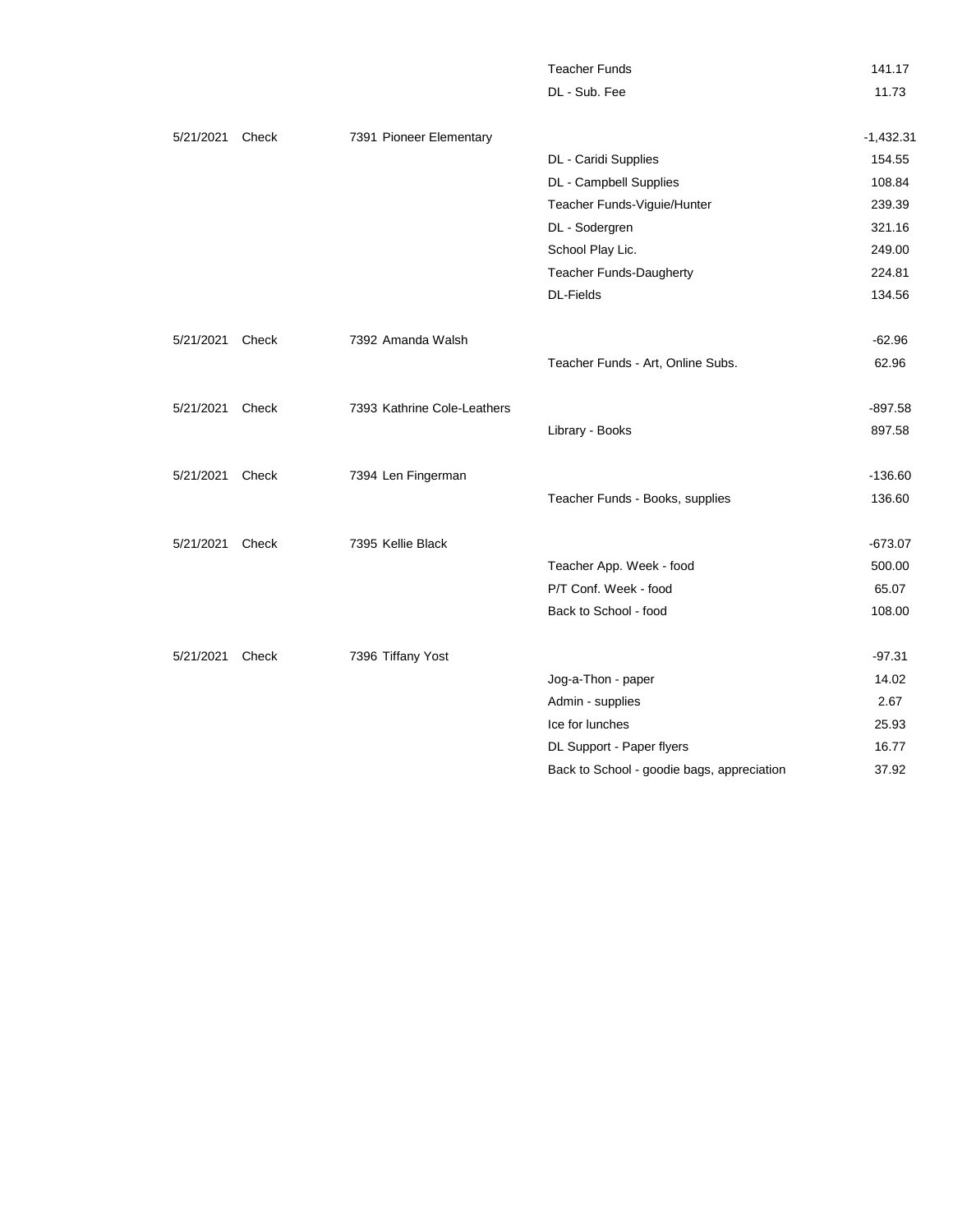| Date | Type | Num | Name | Memo | Amount |
|---|---|---|---|---|---|
| | | | | Teacher Funds | 141.17 |
| | | | | DL - Sub. Fee | 11.73 |
| 5/21/2021 | Check | 7391 | Pioneer Elementary | | -1,432.31 |
| | | | | DL - Caridi Supplies | 154.55 |
| | | | | DL - Campbell Supplies | 108.84 |
| | | | | Teacher Funds-Viguie/Hunter | 239.39 |
| | | | | DL - Sodergren | 321.16 |
| | | | | School Play Lic. | 249.00 |
| | | | | Teacher Funds-Daugherty | 224.81 |
| | | | | DL-Fields | 134.56 |
| 5/21/2021 | Check | 7392 | Amanda Walsh | | -62.96 |
| | | | | Teacher Funds - Art, Online Subs. | 62.96 |
| 5/21/2021 | Check | 7393 | Kathrine Cole-Leathers | | -897.58 |
| | | | | Library - Books | 897.58 |
| 5/21/2021 | Check | 7394 | Len Fingerman | | -136.60 |
| | | | | Teacher Funds - Books, supplies | 136.60 |
| 5/21/2021 | Check | 7395 | Kellie Black | | -673.07 |
| | | | | Teacher App. Week - food | 500.00 |
| | | | | P/T Conf. Week - food | 65.07 |
| | | | | Back to School - food | 108.00 |
| 5/21/2021 | Check | 7396 | Tiffany Yost | | -97.31 |
| | | | | Jog-a-Thon - paper | 14.02 |
| | | | | Admin - supplies | 2.67 |
| | | | | Ice for lunches | 25.93 |
| | | | | DL Support - Paper flyers | 16.77 |
| | | | | Back to School - goodie bags, appreciation | 37.92 |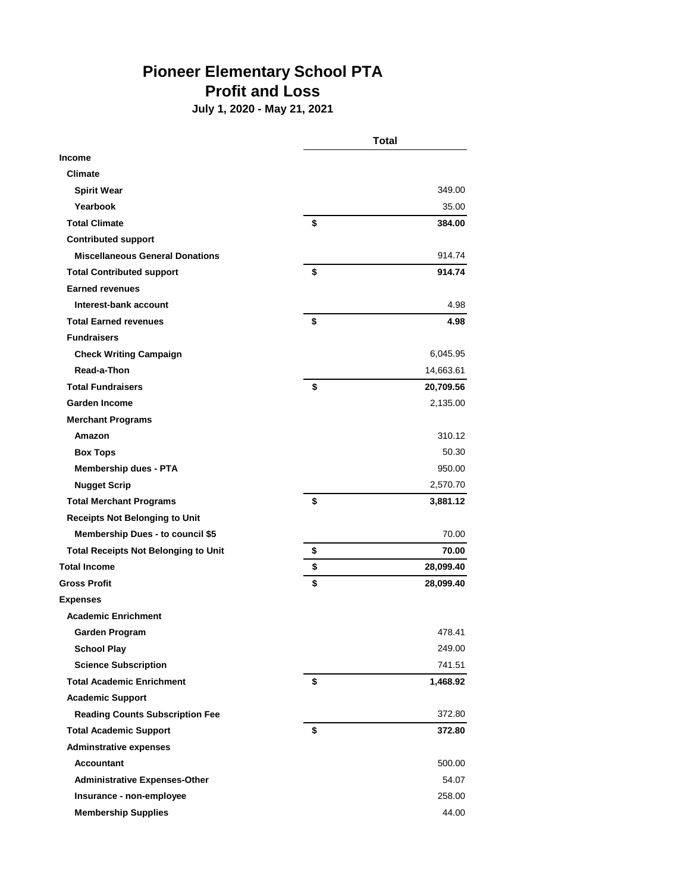# Pioneer Elementary School PTA
## Profit and Loss
### July 1, 2020 - May 21, 2021

| | Total |
|---|---|
| **Income** | |
| **Climate** | |
| **Spirit Wear** | 349.00 |
| **Yearbook** | 35.00 |
| **Total Climate** | **$ 384.00** |
| **Contributed support** | |
| **Miscellaneous General Donations** | 914.74 |
| **Total Contributed support** | **$ 914.74** |
| **Earned revenues** | |
| **Interest-bank account** | 4.98 |
| **Total Earned revenues** | **$ 4.98** |
| **Fundraisers** | |
| **Check Writing Campaign** | 6,045.95 |
| **Read-a-Thon** | 14,663.61 |
| **Total Fundraisers** | **$ 20,709.56** |
| **Garden Income** | 2,135.00 |
| **Merchant Programs** | |
| **Amazon** | 310.12 |
| **Box Tops** | 50.30 |
| **Membership dues - PTA** | 950.00 |
| **Nugget Scrip** | 2,570.70 |
| **Total Merchant Programs** | **$ 3,881.12** |
| **Receipts Not Belonging to Unit** | |
| **Membership Dues - to council $5** | 70.00 |
| **Total Receipts Not Belonging to Unit** | **$ 70.00** |
| **Total Income** | **$ 28,099.40** |
| **Gross Profit** | **$ 28,099.40** |
| **Expenses** | |
| **Academic Enrichment** | |
| **Garden Program** | 478.41 |
| **School Play** | 249.00 |
| **Science Subscription** | 741.51 |
| **Total Academic Enrichment** | **$ 1,468.92** |
| **Academic Support** | |
| **Reading Counts Subscription Fee** | 372.80 |
| **Total Academic Support** | **$ 372.80** |
| **Adminstrative expenses** | |
| **Accountant** | 500.00 |
| **Administrative Expenses-Other** | 54.07 |
| **Insurance - non-employee** | 258.00 |
| **Membership Supplies** | 44.00 |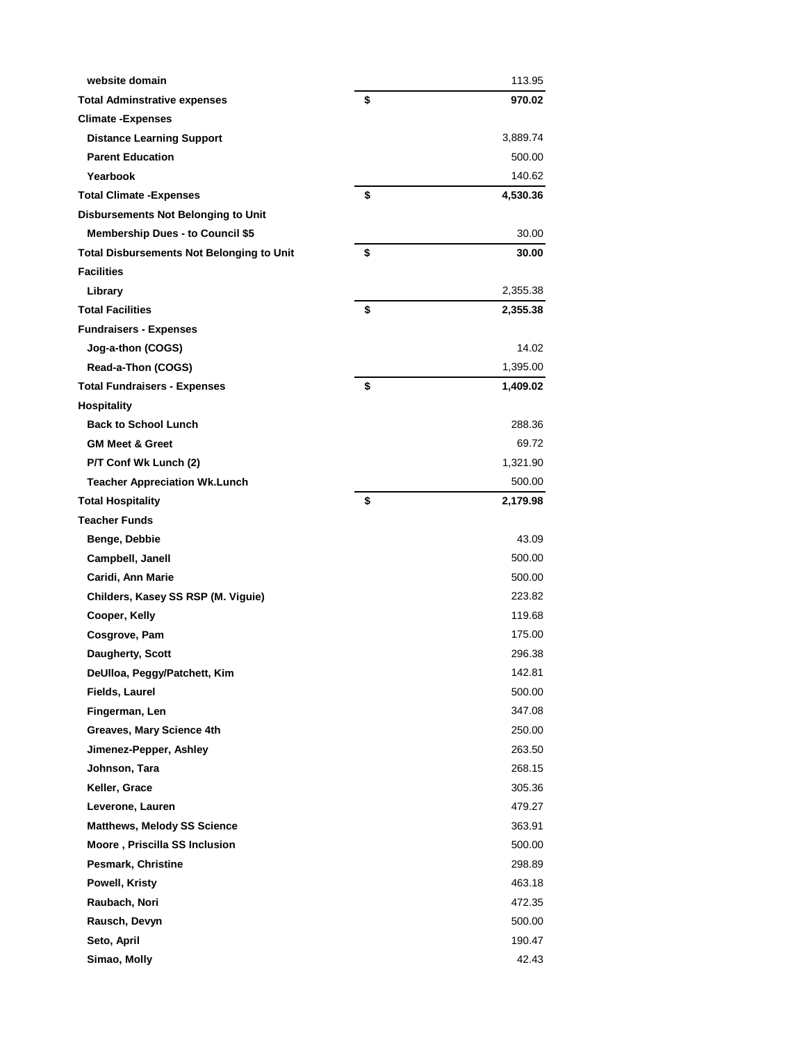| | | |
|---|---|---|
| website domain | | 113.95 |
| **Total Adminstrative expenses** | **$** | **970.02** |
| **Climate -Expenses** | | |
| Distance Learning Support | | 3,889.74 |
| Parent Education | | 500.00 |
| Yearbook | | 140.62 |
| **Total Climate -Expenses** | **$** | **4,530.36** |
| **Disbursements Not Belonging to Unit** | | |
| Membership Dues - to Council $5 | | 30.00 |
| **Total Disbursements Not Belonging to Unit** | **$** | **30.00** |
| **Facilities** | | |
| Library | | 2,355.38 |
| **Total Facilities** | **$** | **2,355.38** |
| **Fundraisers - Expenses** | | |
| Jog-a-thon (COGS) | | 14.02 |
| Read-a-Thon (COGS) | | 1,395.00 |
| **Total Fundraisers - Expenses** | **$** | **1,409.02** |
| **Hospitality** | | |
| Back to School Lunch | | 288.36 |
| GM Meet & Greet | | 69.72 |
| P/T Conf Wk Lunch (2) | | 1,321.90 |
| Teacher Appreciation Wk.Lunch | | 500.00 |
| **Total Hospitality** | **$** | **2,179.98** |
| **Teacher Funds** | | |
| Benge, Debbie | | 43.09 |
| Campbell, Janell | | 500.00 |
| Caridi, Ann Marie | | 500.00 |
| Childers, Kasey SS RSP (M. Viguie) | | 223.82 |
| Cooper, Kelly | | 119.68 |
| Cosgrove, Pam | | 175.00 |
| Daugherty, Scott | | 296.38 |
| DeUlloa, Peggy/Patchett, Kim | | 142.81 |
| Fields, Laurel | | 500.00 |
| Fingerman, Len | | 347.08 |
| Greaves, Mary Science 4th | | 250.00 |
| Jimenez-Pepper, Ashley | | 263.50 |
| Johnson, Tara | | 268.15 |
| Keller, Grace | | 305.36 |
| Leverone, Lauren | | 479.27 |
| Matthews, Melody SS Science | | 363.91 |
| Moore , Priscilla SS Inclusion | | 500.00 |
| Pesmark, Christine | | 298.89 |
| Powell, Kristy | | 463.18 |
| Raubach, Nori | | 472.35 |
| Rausch, Devyn | | 500.00 |
| Seto, April | | 190.47 |
| Simao, Molly | | 42.43 |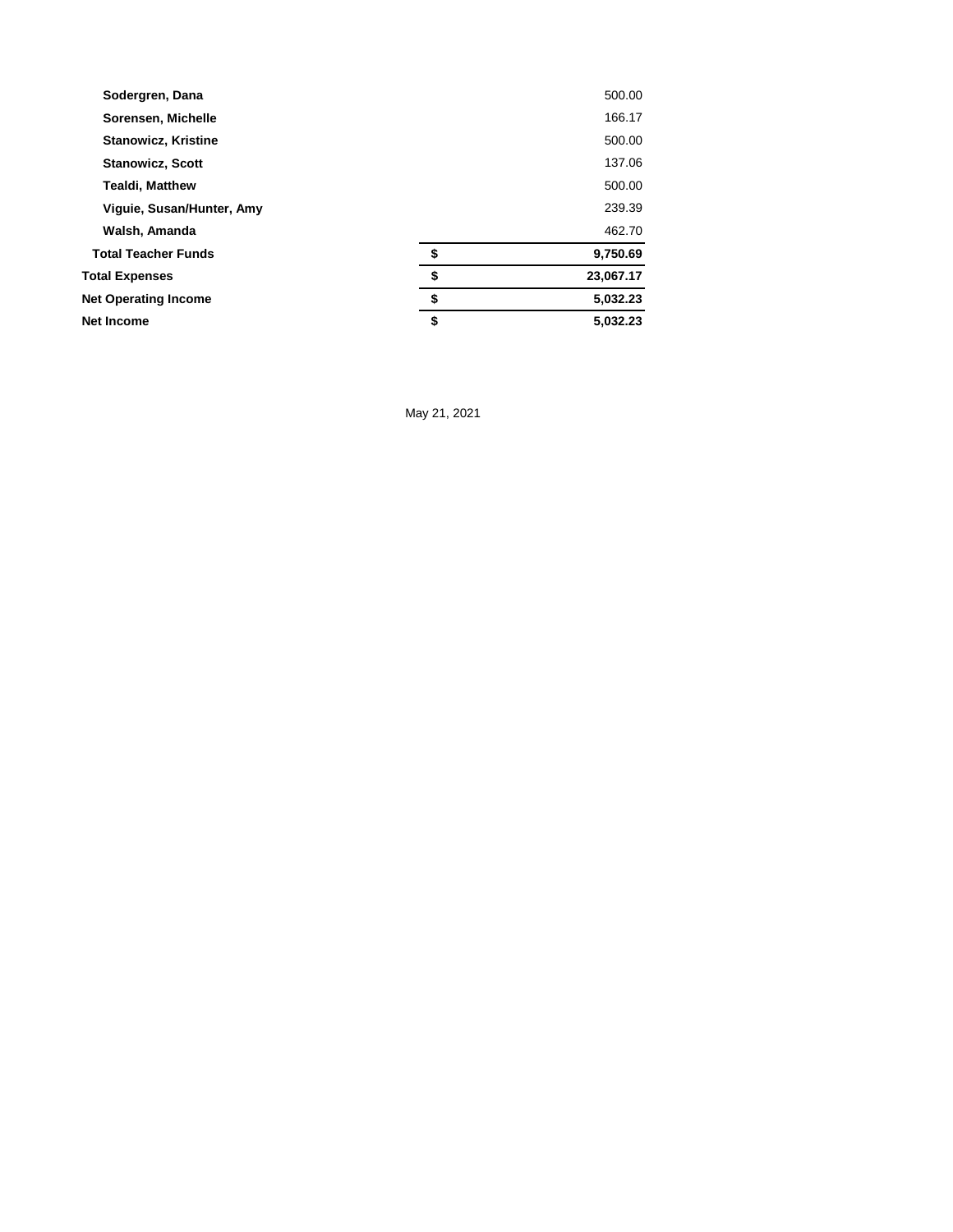| | | |
|---|---|---|
| **Sodergren, Dana** | | 500.00 |
| **Sorensen, Michelle** | | 166.17 |
| **Stanowicz, Kristine** | | 500.00 |
| **Stanowicz, Scott** | | 137.06 |
| **Tealdi, Matthew** | | 500.00 |
| **Viguie, Susan/Hunter, Amy** | | 239.39 |
| **Walsh, Amanda** | | 462.70 |
| **Total Teacher Funds** | **$** | **9,750.69** |
| **Total Expenses** | **$** | **23,067.17** |
| **Net Operating Income** | **$** | **5,032.23** |
| **Net Income** | **$** | **5,032.23** |

May 21, 2021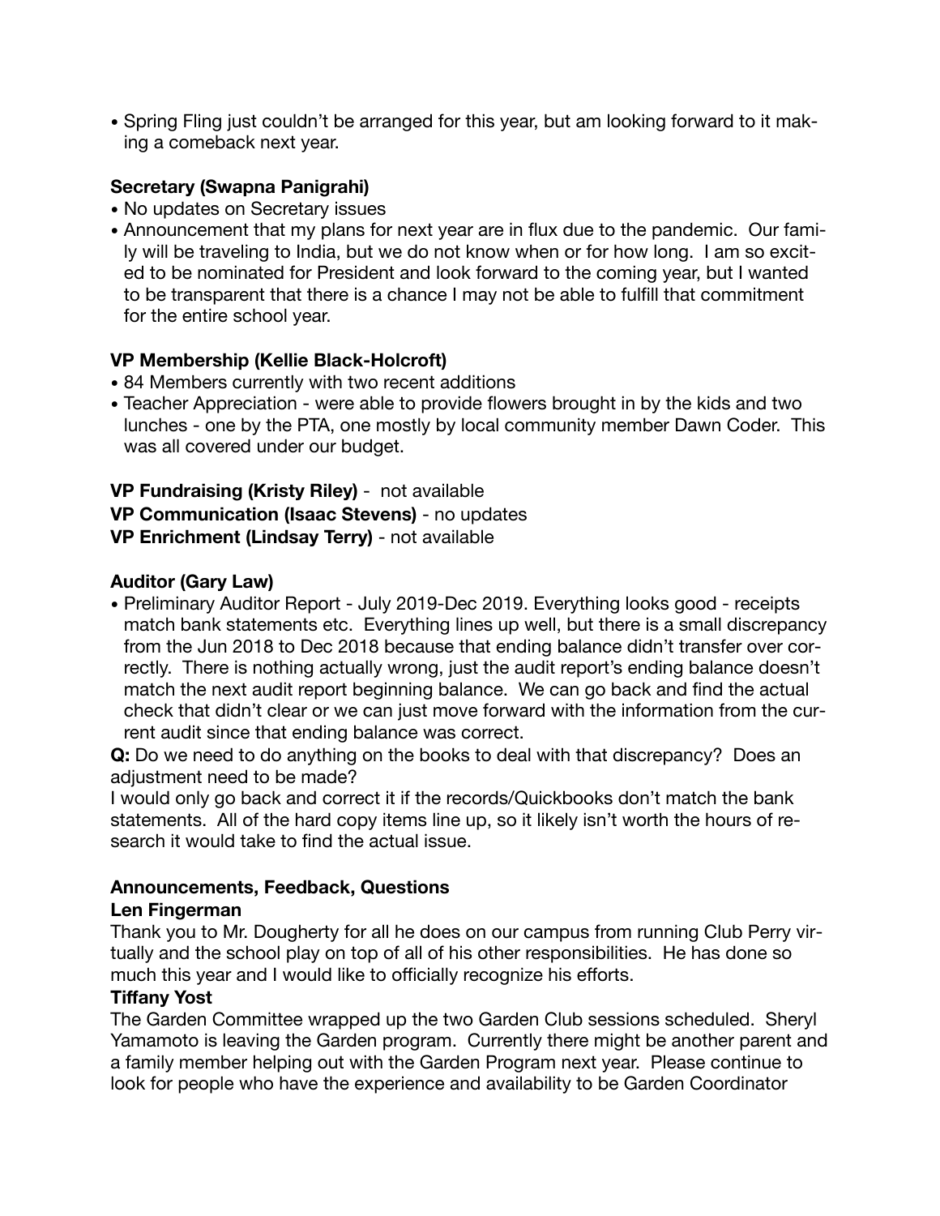- Spring Fling just couldn't be arranged for this year, but am looking forward to it making a comeback next year.

**Secretary (Swapna Panigrahi)**

- No updates on Secretary issues
- Announcement that my plans for next year are in flux due to the pandemic. Our family will be traveling to India, but we do not know when or for how long. I am so excited to be nominated for President and look forward to the coming year, but I wanted to be transparent that there is a chance I may not be able to fulfill that commitment for the entire school year.

**VP Membership (Kellie Black-Holcroft)**

- 84 Members currently with two recent additions
- Teacher Appreciation - were able to provide flowers brought in by the kids and two lunches - one by the PTA, one mostly by local community member Dawn Coder. This was all covered under our budget.

**VP Fundraising (Kristy Riley)** - not available
**VP Communication (Isaac Stevens)** - no updates
**VP Enrichment (Lindsay Terry)** - not available

**Auditor (Gary Law)**

- Preliminary Auditor Report - July 2019-Dec 2019. Everything looks good - receipts match bank statements etc. Everything lines up well, but there is a small discrepancy from the Jun 2018 to Dec 2018 because that ending balance didn't transfer over correctly. There is nothing actually wrong, just the audit report's ending balance doesn't match the next audit report beginning balance. We can go back and find the actual check that didn't clear or we can just move forward with the information from the current audit since that ending balance was correct.

**Q:** Do we need to do anything on the books to deal with that discrepancy? Does an adjustment need to be made?
I would only go back and correct it if the records/Quickbooks don't match the bank statements. All of the hard copy items line up, so it likely isn't worth the hours of research it would take to find the actual issue.

**Announcements, Feedback, Questions**

**Len Fingerman**

Thank you to Mr. Dougherty for all he does on our campus from running Club Perry virtually and the school play on top of all of his other responsibilities. He has done so much this year and I would like to officially recognize his efforts.

**Tiffany Yost**

The Garden Committee wrapped up the two Garden Club sessions scheduled. Sheryl Yamamoto is leaving the Garden program. Currently there might be another parent and a family member helping out with the Garden Program next year. Please continue to look for people who have the experience and availability to be Garden Coordinator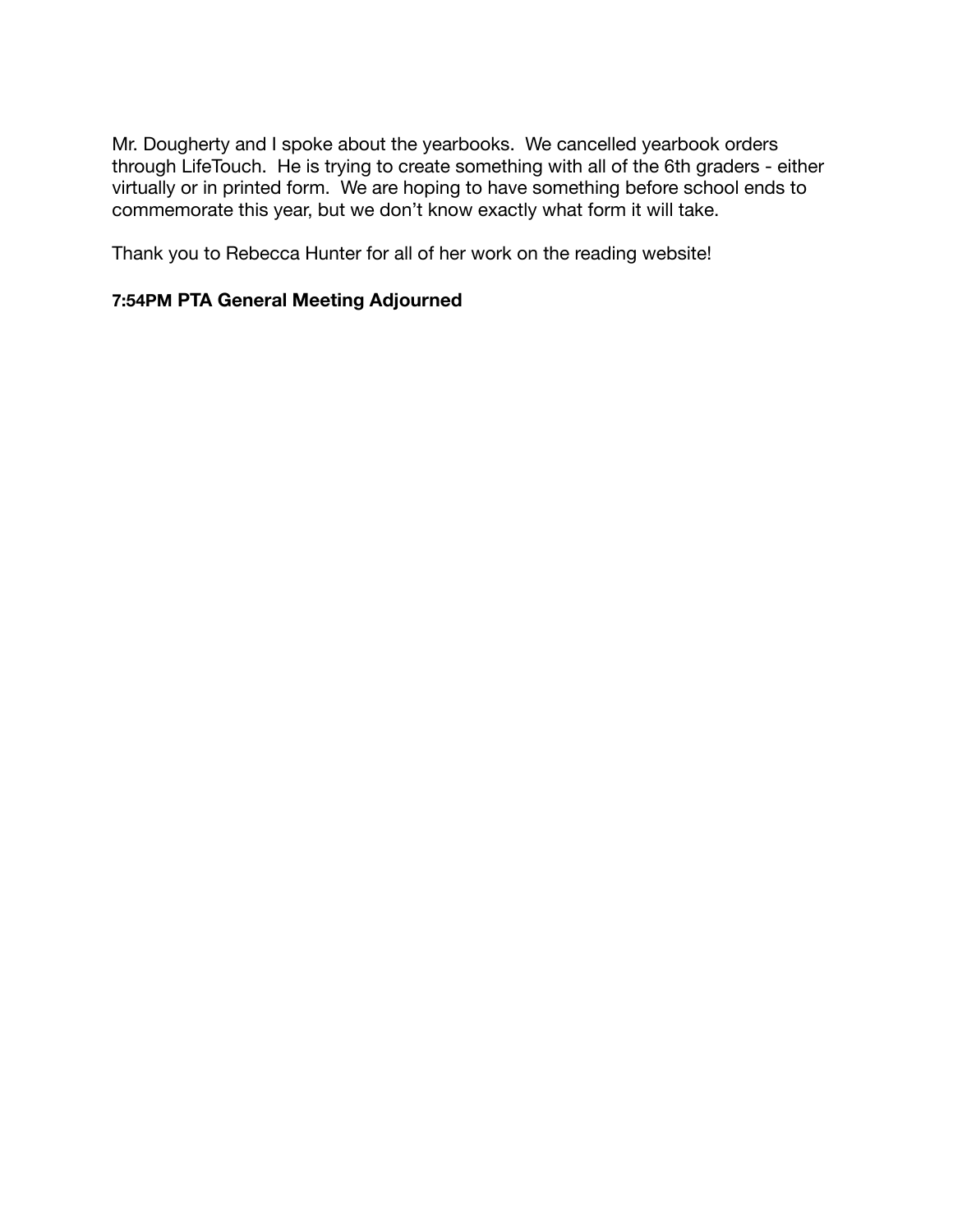Mr. Dougherty and I spoke about the yearbooks.  We cancelled yearbook orders through LifeTouch.  He is trying to create something with all of the 6th graders - either virtually or in printed form.  We are hoping to have something before school ends to commemorate this year, but we don't know exactly what form it will take.

Thank you to Rebecca Hunter for all of her work on the reading website!

**7:54PM PTA General Meeting Adjourned**